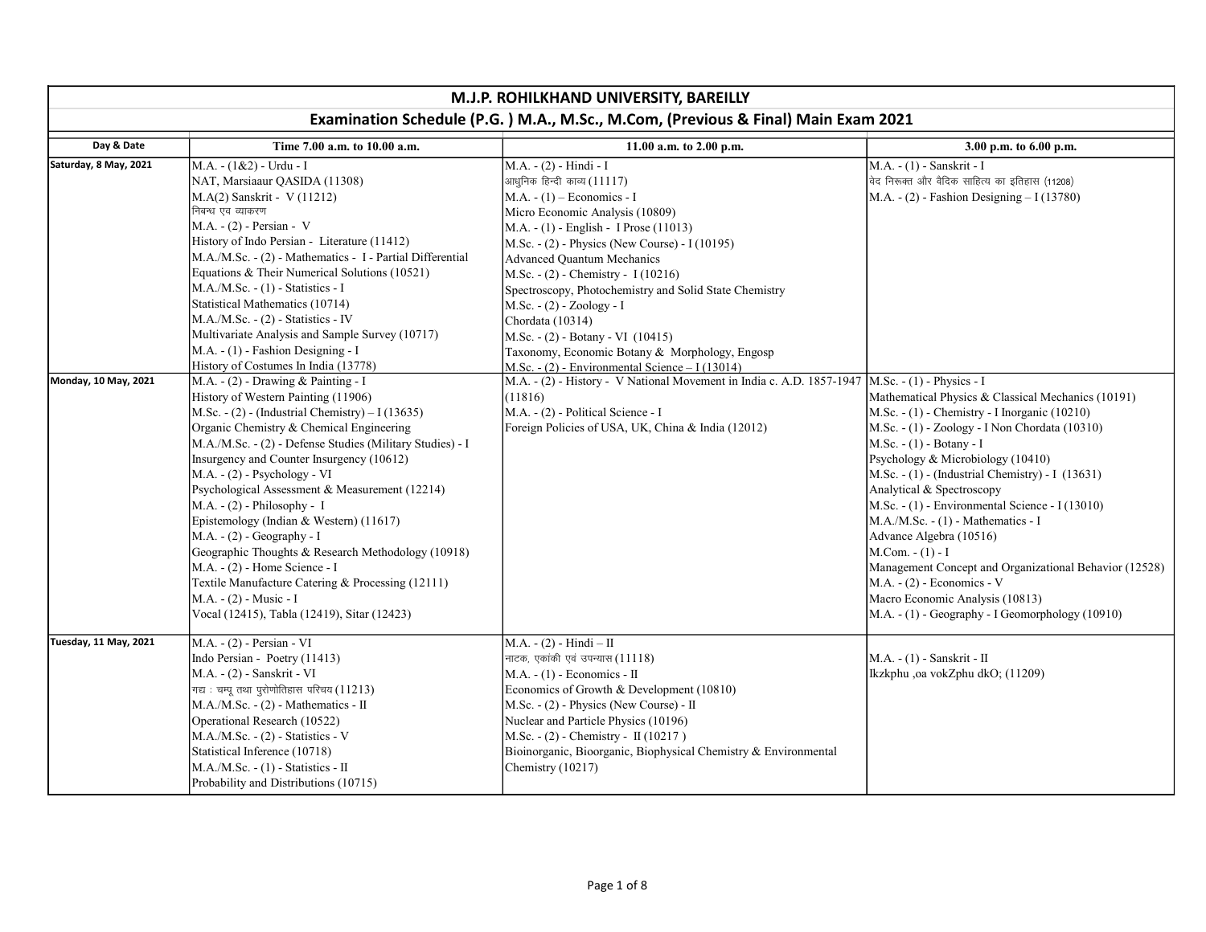# M.J.P. ROHILKHAND UNIVERSITY, BAREILLY

## Examination Schedule (P.G. ) M.A., M.Sc., M.Com, (Previous & Final) Main Exam 2021

| Day & Date | Time 7.00 a.m. to 10.00 a.m. | 11.00 a.m. to 2.00 p.m. | 3.00 p.m. to 6.00 p.m. |
|---|---|---|---|
| Saturday, 8 May, 2021 | M.A. - (1&2) - Urdu - I<br>NAT, Marsiaaur QASIDA (11308)<br>M.A(2) Sanskrit - V (11212)<br>निबन्ध एव व्याकरण<br>M.A. - (2) - Persian - V<br>History of Indo Persian - Literature (11412)<br>M.A./M.Sc. - (2) - Mathematics - I - Partial Differential Equations & Their Numerical Solutions (10521)<br>M.A./M.Sc. - (1) - Statistics - I<br>Statistical Mathematics (10714)<br>M.A./M.Sc. - (2) - Statistics - IV<br>Multivariate Analysis and Sample Survey (10717)<br>M.A. - (1) - Fashion Designing - I<br>History of Costumes In India (13778) | M.A. - (2) - Hindi - I<br>आधुनिक हिन्दी काव्य (11117)<br>M.A. - (1) – Economics - I<br>Micro Economic Analysis (10809)<br>M.A. - (1) - English - I Prose (11013)<br>M.Sc. - (2) - Physics (New Course) - I (10195)<br>Advanced Quantum Mechanics<br>M.Sc. - (2) - Chemistry - I (10216)<br>Spectroscopy, Photochemistry and Solid State Chemistry<br>M.Sc. - (2) - Zoology - I<br>Chordata (10314)<br>M.Sc. - (2) - Botany - VI (10415)<br>Taxonomy, Economic Botany & Morphology, Engosp<br>M.Sc. - (2) - Environmental Science – I (13014) | M.A. - (1) - Sanskrit - I<br>वेद निरुक्त और वैदिक साहित्य का इतिहास (11208)<br>M.A. - (2) - Fashion Designing – I (13780) |
| Monday, 10 May, 2021 | M.A. - (2) - Drawing & Painting - I<br>History of Western Painting (11906)<br>M.Sc. - (2) - (Industrial Chemistry) – I (13635)<br>Organic Chemistry & Chemical Engineering<br>M.A./M.Sc. - (2) - Defense Studies (Military Studies) - I<br>Insurgency and Counter Insurgency (10612)<br>M.A. - (2) - Psychology - VI<br>Psychological Assessment & Measurement (12214)<br>M.A. - (2) - Philosophy - I<br>Epistemology (Indian & Western) (11617)<br>M.A. - (2) - Geography - I<br>Geographic Thoughts & Research Methodology (10918)<br>M.A. - (2) - Home Science - I<br>Textile Manufacture Catering & Processing (12111)<br>M.A. - (2) - Music - I<br>Vocal (12415), Tabla (12419), Sitar (12423) | M.A. - (2) - History - V National Movement in India c. A.D. 1857-1947 (11816)<br>M.A. - (2) - Political Science - I<br>Foreign Policies of USA, UK, China & India (12012) | M.Sc. - (1) - Physics - I<br>Mathematical Physics & Classical Mechanics (10191)<br>M.Sc. - (1) - Chemistry - I Inorganic (10210)<br>M.Sc. - (1) - Zoology - I Non Chordata (10310)<br>M.Sc. - (1) - Botany - I<br>Psychology & Microbiology (10410)<br>M.Sc. - (1) - (Industrial Chemistry) - I (13631)<br>Analytical & Spectroscopy<br>M.Sc. - (1) - Environmental Science - I (13010)<br>M.A./M.Sc. - (1) - Mathematics - I<br>Advance Algebra (10516)<br>M.Com. - (1) - I<br>Management Concept and Organizational Behavior (12528)<br>M.A. - (2) - Economics - V<br>Macro Economic Analysis (10813)<br>M.A. - (1) - Geography - I Geomorphology (10910) |
| Tuesday, 11 May, 2021 | M.A. - (2) - Persian - VI<br>Indo Persian - Poetry (11413)<br>M.A. - (2) - Sanskrit - VI<br>गद्य : चम्पू तथा पुरोणोतिहास परिचय (11213)<br>M.A./M.Sc. - (2) - Mathematics - II<br>Operational Research (10522)<br>M.A./M.Sc. - (2) - Statistics - V<br>Statistical Inference (10718)<br>M.A./M.Sc. - (1) - Statistics - II<br>Probability and Distributions (10715) | M.A. - (2) - Hindi – II<br>नाटक, एकांकी एवं उपन्यास (11118)<br>M.A. - (1) - Economics - II<br>Economics of Growth & Development (10810)<br>M.Sc. - (2) - Physics (New Course) - II<br>Nuclear and Particle Physics (10196)<br>M.Sc. - (2) - Chemistry - II (10217 )<br>Bioinorganic, Bioorganic, Biophysical Chemistry & Environmental Chemistry (10217) | M.A. - (1) - Sanskrit - II<br>Ikzkphu ,oa vokZphu dkO; (11209) |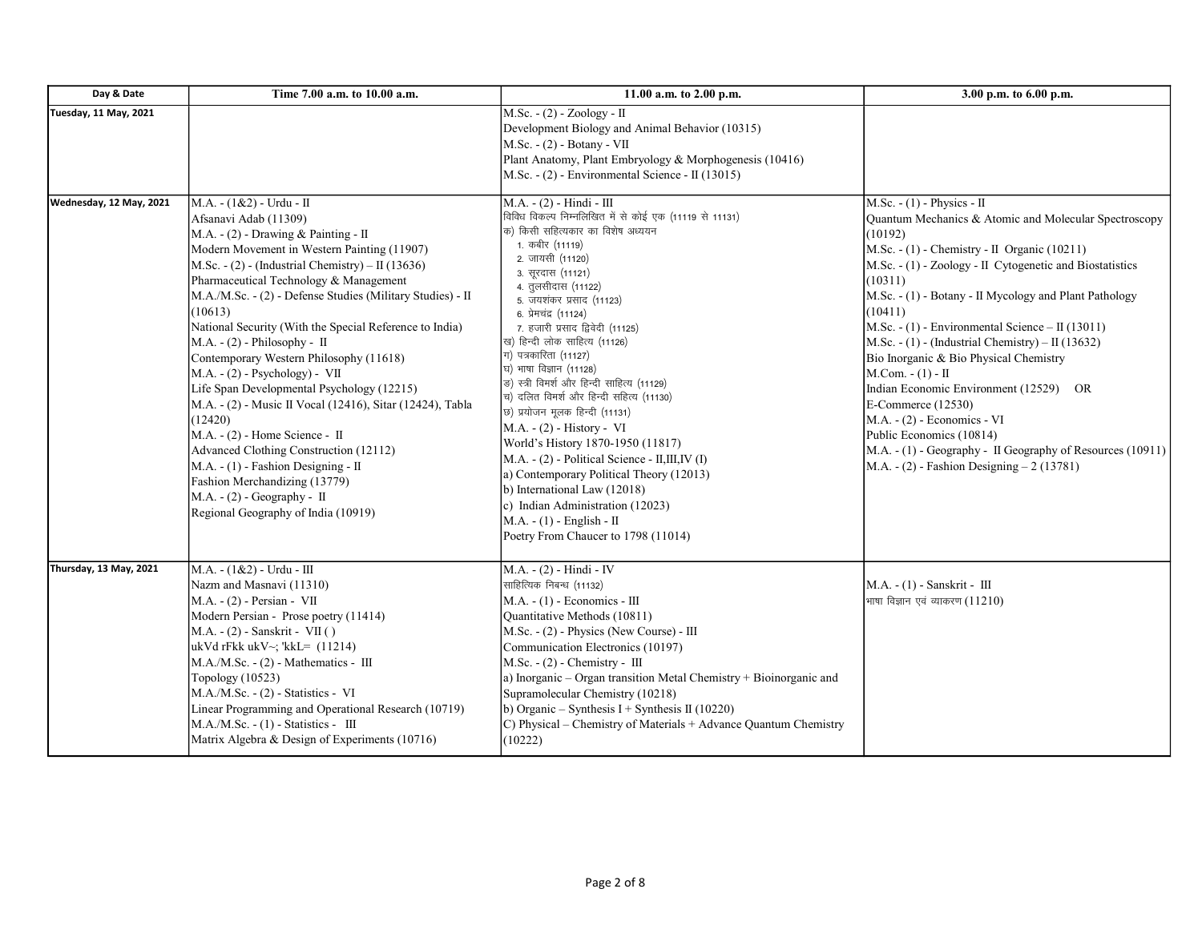| Day & Date | Time 7.00 a.m. to 10.00 a.m. | 11.00 a.m. to 2.00 p.m. | 3.00 p.m. to 6.00 p.m. |
|---|---|---|---|
| Tuesday, 11 May, 2021 | | M.Sc. - (2) - Zoology - II<br>Development Biology and Animal Behavior (10315)<br>M.Sc. - (2) - Botany - VII<br>Plant Anatomy, Plant Embryology & Morphogenesis (10416)<br>M.Sc. - (2) - Environmental Science - II (13015) | |
| Wednesday, 12 May, 2021 | M.A. - (1&2) - Urdu - II<br>Afsanavi Adab (11309)<br>M.A. - (2) - Drawing & Painting - II<br>Modern Movement in Western Painting (11907)<br>M.Sc. - (2) - (Industrial Chemistry) – II (13636)<br>Pharmaceutical Technology & Management<br>M.A./M.Sc. - (2) - Defense Studies (Military Studies) - II (10613)<br>National Security (With the Special Reference to India)<br>M.A. - (2) - Philosophy - II<br>Contemporary Western Philosophy (11618)<br>M.A. - (2) - Psychology) - VII<br>Life Span Developmental Psychology (12215)<br>M.A. - (2) - Music II Vocal (12416), Sitar (12424), Tabla (12420)<br>M.A. - (2) - Home Science - II<br>Advanced Clothing Construction (12112)<br>M.A. - (1) - Fashion Designing - II<br>Fashion Merchandizing (13779)<br>M.A. - (2) - Geography - II<br>Regional Geography of India (10919) | M.A. - (2) - Hindi - III<br>विविध विकल्प निम्नलिखित में से कोई एक (11119 से 11131)<br>क) किसी सहित्यकार का विशेष अध्ययन<br>1. कबीर (11119)<br>2. जायसी (11120)<br>3. सूरदास (11121)<br>4. तुलसीदास (11122)<br>5. जयशंकर प्रसाद (11123)<br>6. प्रेमचंद्र (11124)<br>7. हजारी प्रसाद द्विवेदी (11125)<br>ख) हिन्दी लोक साहित्य (11126)<br>ग) पत्रकारिता (11127)<br>घ) भाषा विज्ञान (11128)<br>ङ) स्त्री विमर्श और हिन्दी साहित्य (11129)<br>च) दलित विमर्श और हिन्दी सहित्य (11130)<br>छ) प्रयोजन मूलक हिन्दी (11131)<br>M.A. - (2) - History - VI<br>World's History 1870-1950 (11817)<br>M.A. - (2) - Political Science - II,III,IV (I)<br>a) Contemporary Political Theory (12013)<br>b) International Law (12018)<br>c) Indian Administration (12023)<br>M.A. - (1) - English - II<br>Poetry From Chaucer to 1798 (11014) | M.Sc. - (1) - Physics - II<br>Quantum Mechanics & Atomic and Molecular Spectroscopy (10192)<br>M.Sc. - (1) - Chemistry - II Organic (10211)<br>M.Sc. - (1) - Zoology - II Cytogenetic and Biostatistics (10311)<br>M.Sc. - (1) - Botany - II Mycology and Plant Pathology (10411)<br>M.Sc. - (1) - Environmental Science – II (13011)<br>M.Sc. - (1) - (Industrial Chemistry) – II (13632)<br>Bio Inorganic & Bio Physical Chemistry<br>M.Com. - (1) - II<br>Indian Economic Environment (12529) OR<br>E-Commerce (12530)<br>M.A. - (2) - Economics - VI<br>Public Economics (10814)<br>M.A. - (1) - Geography - II Geography of Resources (10911)<br>M.A. - (2) - Fashion Designing – 2 (13781) |
| Thursday, 13 May, 2021 | M.A. - (1&2) - Urdu - III<br>Nazm and Masnavi (11310)<br>M.A. - (2) - Persian - VII<br>Modern Persian - Prose poetry (11414)<br>M.A. - (2) - Sanskrit - VII ( )<br>ukVd rFkk ukV~; 'kkL= (11214)<br>M.A./M.Sc. - (2) - Mathematics - III<br>Topology (10523)<br>M.A./M.Sc. - (2) - Statistics - VI<br>Linear Programming and Operational Research (10719)<br>M.A./M.Sc. - (1) - Statistics - III<br>Matrix Algebra & Design of Experiments (10716) | M.A. - (2) - Hindi - IV<br>साहित्यिक निबन्ध (11132)<br>M.A. - (1) - Economics - III<br>Quantitative Methods (10811)<br>M.Sc. - (2) - Physics (New Course) - III<br>Communication Electronics (10197)<br>M.Sc. - (2) - Chemistry - III<br>a) Inorganic – Organ transition Metal Chemistry + Bioinorganic and Supramolecular Chemistry (10218)<br>b) Organic – Synthesis I + Synthesis II (10220)<br>C) Physical – Chemistry of Materials + Advance Quantum Chemistry (10222) | M.A. - (1) - Sanskrit - III<br>भाषा विज्ञान एवं व्याकरण (11210) |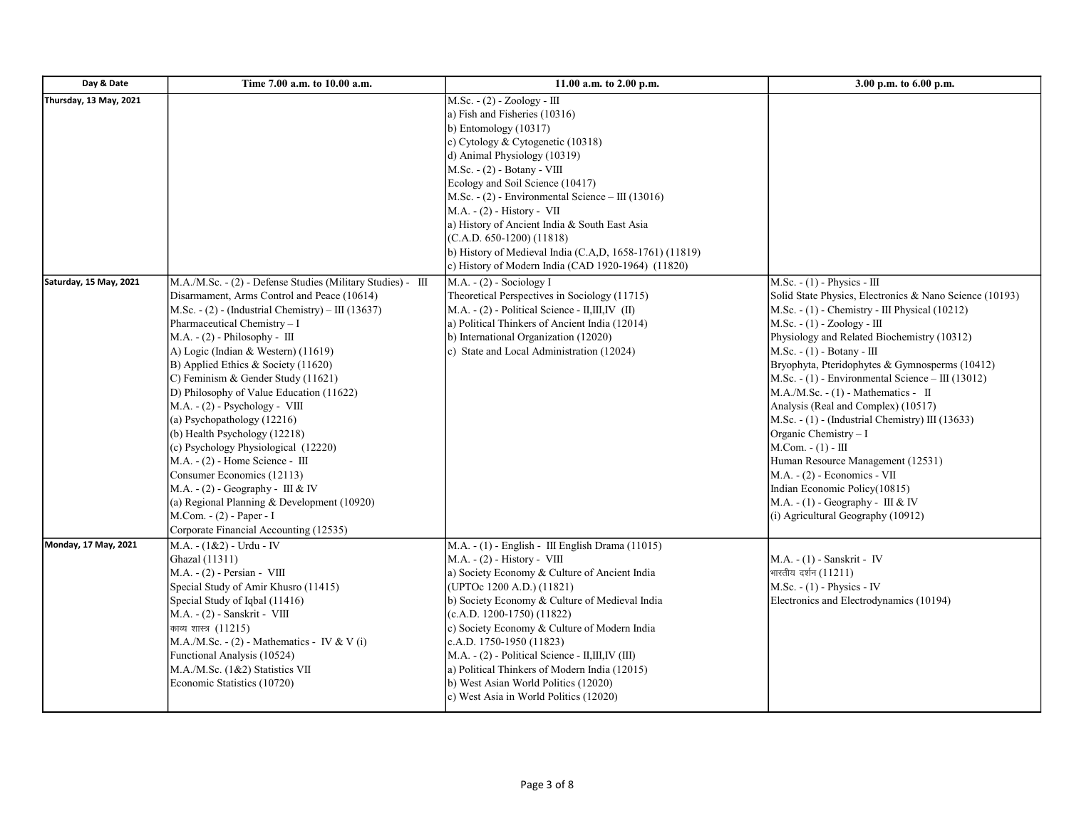| Day & Date | Time 7.00 a.m. to 10.00 a.m. | 11.00 a.m. to 2.00 p.m. | 3.00 p.m. to 6.00 p.m. |
|---|---|---|---|
| Thursday, 13 May, 2021 | | M.Sc. - (2) - Zoology - III<br>a) Fish and Fisheries (10316)<br>b) Entomology (10317)<br>c) Cytology & Cytogenetic (10318)<br>d) Animal Physiology (10319)<br>M.Sc. - (2) - Botany - VIII<br>Ecology and Soil Science (10417)<br>M.Sc. - (2) - Environmental Science – III (13016)<br>M.A. - (2) - History - VII<br>a) History of Ancient India & South East Asia<br>(C.A.D. 650-1200) (11818)<br>b) History of Medieval India (C.A,D, 1658-1761) (11819)<br>c) History of Modern India (CAD 1920-1964) (11820) | |
| Saturday, 15 May, 2021 | M.A./M.Sc. - (2) - Defense Studies (Military Studies) - III<br>Disarmament, Arms Control and Peace (10614)<br>M.Sc. - (2) - (Industrial Chemistry) – III (13637)<br>Pharmaceutical Chemistry – I<br>M.A. - (2) - Philosophy - III<br>A) Logic (Indian & Western) (11619)<br>B) Applied Ethics & Society (11620)<br>C) Feminism & Gender Study (11621)<br>D) Philosophy of Value Education (11622)<br>M.A. - (2) - Psychology - VIII<br>(a) Psychopathology (12216)<br>(b) Health Psychology (12218)<br>(c) Psychology Physiological (12220)<br>M.A. - (2) - Home Science - III<br>Consumer Economics (12113)<br>M.A. - (2) - Geography - III & IV<br>(a) Regional Planning & Development (10920)<br>M.Com. - (2) - Paper - I<br>Corporate Financial Accounting (12535) | M.A. - (2) - Sociology I<br>Theoretical Perspectives in Sociology (11715)<br>M.A. - (2) - Political Science - II,III,IV (II)<br>a) Political Thinkers of Ancient India (12014)<br>b) International Organization (12020)<br>c) State and Local Administration (12024) | M.Sc. - (1) - Physics - III<br>Solid State Physics, Electronics & Nano Science (10193)<br>M.Sc. - (1) - Chemistry - III Physical (10212)<br>M.Sc. - (1) - Zoology - III<br>Physiology and Related Biochemistry (10312)<br>M.Sc. - (1) - Botany - III<br>Bryophyta, Pteridophytes & Gymnosperms (10412)<br>M.Sc. - (1) - Environmental Science – III (13012)<br>M.A./M.Sc. - (1) - Mathematics - II<br>Analysis (Real and Complex) (10517)<br>M.Sc. - (1) - (Industrial Chemistry) III (13633)<br>Organic Chemistry – I<br>M.Com. - (1) - III<br>Human Resource Management (12531)<br>M.A. - (2) - Economics - VII<br>Indian Economic Policy(10815)<br>M.A. - (1) - Geography - III & IV<br>(i) Agricultural Geography (10912) |
| Monday, 17 May, 2021 | M.A. - (1&2) - Urdu - IV<br>Ghazal (11311)<br>M.A. - (2) - Persian - VIII<br>Special Study of Amir Khusro (11415)<br>Special Study of Iqbal (11416)<br>M.A. - (2) - Sanskrit - VIII<br>काव्य शास्त्र (11215)<br>M.A./M.Sc. - (2) - Mathematics - IV & V (i)<br>Functional Analysis (10524)<br>M.A./M.Sc. (1&2) Statistics VII<br>Economic Statistics (10720) | M.A. - (1) - English - III English Drama (11015)<br>M.A. - (2) - History - VIII<br>a) Society Economy & Culture of Ancient India<br>(UPTOc 1200 A.D.) (11821)<br>b) Society Economy & Culture of Medieval India<br>(c.A.D. 1200-1750) (11822)<br>c) Society Economy & Culture of Modern India<br>c.A.D. 1750-1950 (11823)<br>M.A. - (2) - Political Science - II,III,IV (III)<br>a) Political Thinkers of Modern India (12015)<br>b) West Asian World Politics (12020)<br>c) West Asia in World Politics (12020) | M.A. - (1) - Sanskrit - IV<br>भारतीय दर्शन (11211)<br>M.Sc. - (1) - Physics - IV<br>Electronics and Electrodynamics (10194) |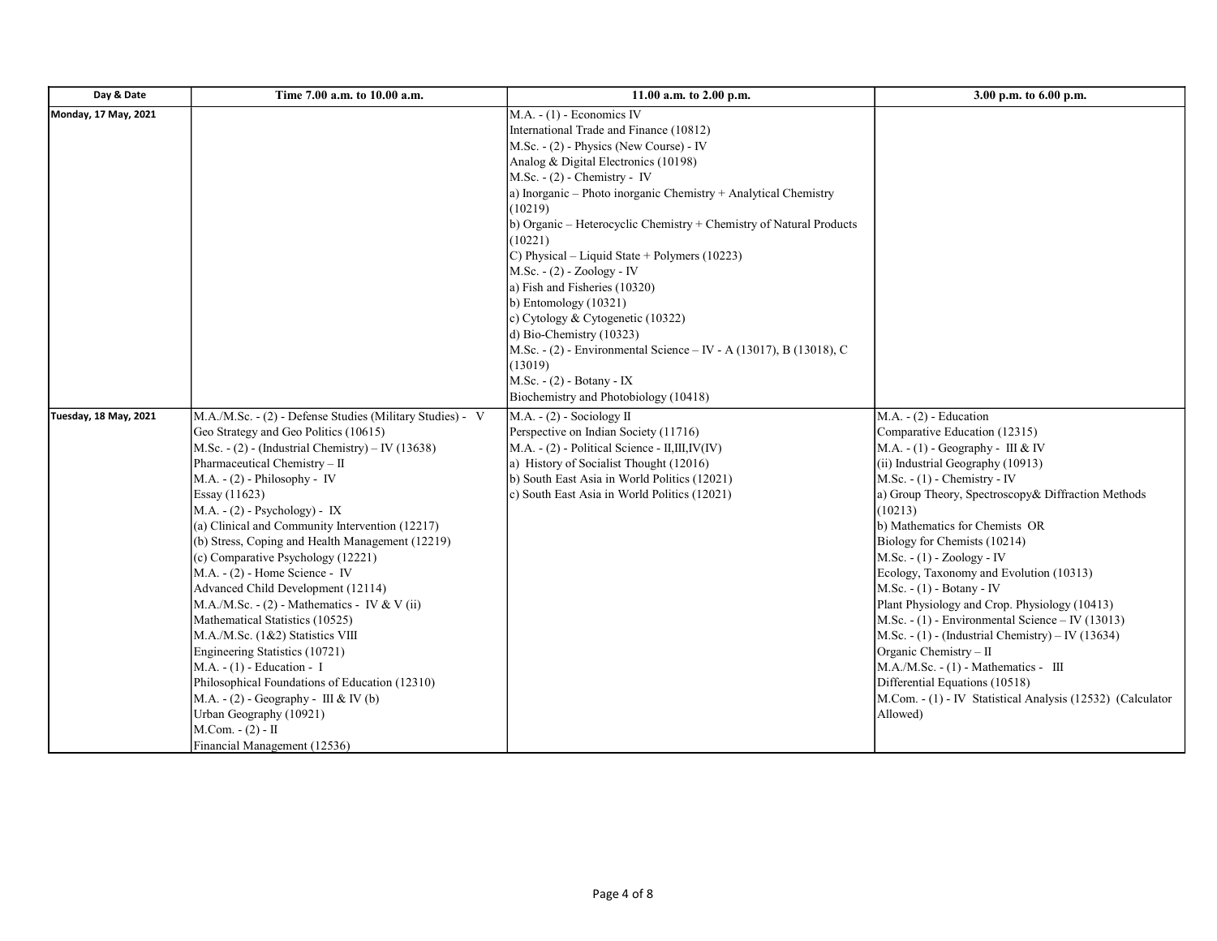| Day & Date | Time 7.00 a.m. to 10.00 a.m. | 11.00 a.m. to 2.00 p.m. | 3.00 p.m. to 6.00 p.m. |
|---|---|---|---|
| Monday, 17 May, 2021 | | M.A. - (1) - Economics IV<br>International Trade and Finance (10812)<br>M.Sc. - (2) - Physics (New Course) - IV<br>Analog & Digital Electronics (10198)<br>M.Sc. - (2) - Chemistry - IV<br>a) Inorganic – Photo inorganic Chemistry + Analytical Chemistry (10219)<br>b) Organic – Heterocyclic Chemistry + Chemistry of Natural Products (10221)<br>C) Physical – Liquid State + Polymers (10223)<br>M.Sc. - (2) - Zoology - IV<br>a) Fish and Fisheries (10320)<br>b) Entomology (10321)<br>c) Cytology & Cytogenetic (10322)<br>d) Bio-Chemistry (10323)<br>M.Sc. - (2) - Environmental Science – IV - A (13017), B (13018), C (13019)<br>M.Sc. - (2) - Botany - IX<br>Biochemistry and Photobiology (10418) | |
| Tuesday, 18 May, 2021 | M.A./M.Sc. - (2) - Defense Studies (Military Studies) - V<br>Geo Strategy and Geo Politics (10615)<br>M.Sc. - (2) - (Industrial Chemistry) – IV (13638)<br>Pharmaceutical Chemistry – II<br>M.A. - (2) - Philosophy - IV<br>Essay (11623)<br>M.A. - (2) - Psychology) - IX<br>(a) Clinical and Community Intervention (12217)<br>(b) Stress, Coping and Health Management (12219)<br>(c) Comparative Psychology (12221)<br>M.A. - (2) - Home Science - IV<br>Advanced Child Development (12114)<br>M.A./M.Sc. - (2) - Mathematics - IV & V (ii)<br>Mathematical Statistics (10525)<br>M.A./M.Sc. (1&2) Statistics VIII<br>Engineering Statistics (10721)<br>M.A. - (1) - Education - I<br>Philosophical Foundations of Education (12310)<br>M.A. - (2) - Geography - III & IV (b)<br>Urban Geography (10921)<br>M.Com. - (2) - II<br>Financial Management (12536) | M.A. - (2) - Sociology II<br>Perspective on Indian Society (11716)<br>M.A. - (2) - Political Science - II,III,IV(IV)<br>a) History of Socialist Thought (12016)<br>b) South East Asia in World Politics (12021)<br>c) South East Asia in World Politics (12021) | M.A. - (2) - Education<br>Comparative Education (12315)<br>M.A. - (1) - Geography - III & IV<br>(ii) Industrial Geography (10913)<br>M.Sc. - (1) - Chemistry - IV<br>a) Group Theory, Spectroscopy& Diffraction Methods (10213)<br>b) Mathematics for Chemists OR<br>Biology for Chemists (10214)<br>M.Sc. - (1) - Zoology - IV<br>Ecology, Taxonomy and Evolution (10313)<br>M.Sc. - (1) - Botany - IV<br>Plant Physiology and Crop. Physiology (10413)<br>M.Sc. - (1) - Environmental Science – IV (13013)<br>M.Sc. - (1) - (Industrial Chemistry) – IV (13634)<br>Organic Chemistry – II<br>M.A./M.Sc. - (1) - Mathematics - III<br>Differential Equations (10518)<br>M.Com. - (1) - IV Statistical Analysis (12532) (Calculator Allowed) |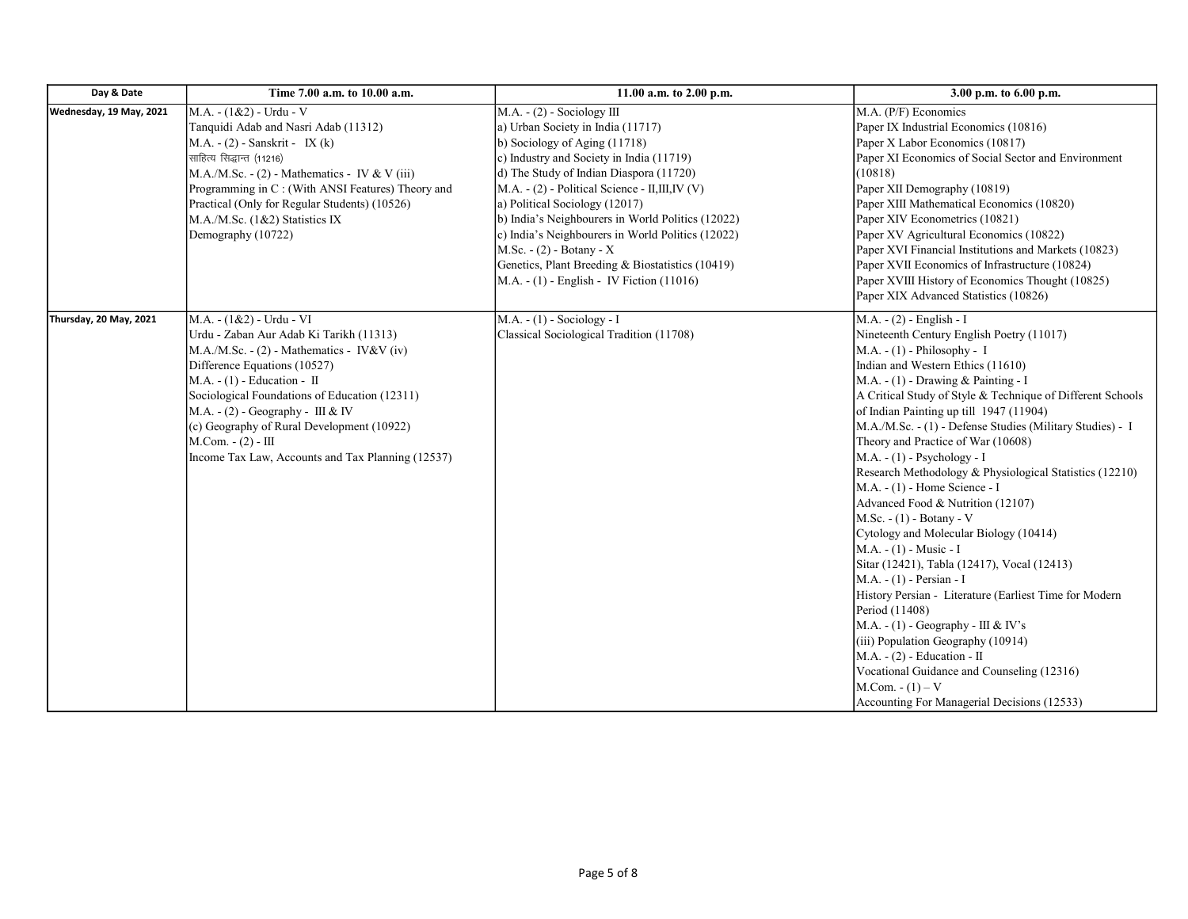| Day & Date | Time 7.00 a.m. to 10.00 a.m. | 11.00 a.m. to 2.00 p.m. | 3.00 p.m. to 6.00 p.m. |
| --- | --- | --- | --- |
| Wednesday, 19 May, 2021 | M.A. - (1&2) - Urdu - V<br>Tanquidi Adab and Nasri Adab (11312)<br>M.A. - (2) - Sanskrit - IX (k)<br>साहित्य सिद्धान्त (11216)<br>M.A./M.Sc. - (2) - Mathematics - IV & V (iii)<br>Programming in C : (With ANSI Features) Theory and Practical (Only for Regular Students) (10526)<br>M.A./M.Sc. (1&2) Statistics IX<br>Demography (10722) | M.A. - (2) - Sociology III<br>a) Urban Society in India (11717)<br>b) Sociology of Aging (11718)<br>c) Industry and Society in India (11719)<br>d) The Study of Indian Diaspora (11720)<br>M.A. - (2) - Political Science - II,III,IV (V)<br>a) Political Sociology (12017)<br>b) India's Neighbourers in World Politics (12022)<br>c) India's Neighbourers in World Politics (12022)<br>M.Sc. - (2) - Botany - X<br>Genetics, Plant Breeding & Biostatistics (10419)<br>M.A. - (1) - English - IV Fiction (11016) | M.A. (P/F) Economics<br>Paper IX Industrial Economics (10816)<br>Paper X Labor Economics (10817)<br>Paper XI Economics of Social Sector and Environment (10818)<br>Paper XII Demography (10819)<br>Paper XIII Mathematical Economics (10820)<br>Paper XIV Econometrics (10821)<br>Paper XV Agricultural Economics (10822)<br>Paper XVI Financial Institutions and Markets (10823)<br>Paper XVII Economics of Infrastructure (10824)<br>Paper XVIII History of Economics Thought (10825)<br>Paper XIX Advanced Statistics (10826) |
| Thursday, 20 May, 2021 | M.A. - (1&2) - Urdu - VI<br>Urdu - Zaban Aur Adab Ki Tarikh (11313)<br>M.A./M.Sc. - (2) - Mathematics - IV&V (iv)<br>Difference Equations (10527)<br>M.A. - (1) - Education - II<br>Sociological Foundations of Education (12311)<br>M.A. - (2) - Geography - III & IV<br>(c) Geography of Rural Development (10922)<br>M.Com. - (2) - III<br>Income Tax Law, Accounts and Tax Planning (12537) | M.A. - (1) - Sociology - I<br>Classical Sociological Tradition (11708) | M.A. - (2) - English - I<br>Nineteenth Century English Poetry (11017)<br>M.A. - (1) - Philosophy - I<br>Indian and Western Ethics (11610)<br>M.A. - (1) - Drawing & Painting - I<br>A Critical Study of Style & Technique of Different Schools of Indian Painting up till 1947 (11904)<br>M.A./M.Sc. - (1) - Defense Studies (Military Studies) - I<br>Theory and Practice of War (10608)<br>M.A. - (1) - Psychology - I<br>Research Methodology & Physiological Statistics (12210)<br>M.A. - (1) - Home Science - I<br>Advanced Food & Nutrition (12107)<br>M.Sc. - (1) - Botany - V<br>Cytology and Molecular Biology (10414)<br>M.A. - (1) - Music - I<br>Sitar (12421), Tabla (12417), Vocal (12413)<br>M.A. - (1) - Persian - I<br>History Persian - Literature (Earliest Time for Modern Period (11408)<br>M.A. - (1) - Geography - III & IV's<br>(iii) Population Geography (10914)<br>M.A. - (2) - Education - II<br>Vocational Guidance and Counseling (12316)<br>M.Com. - (1) – V<br>Accounting For Managerial Decisions (12533) |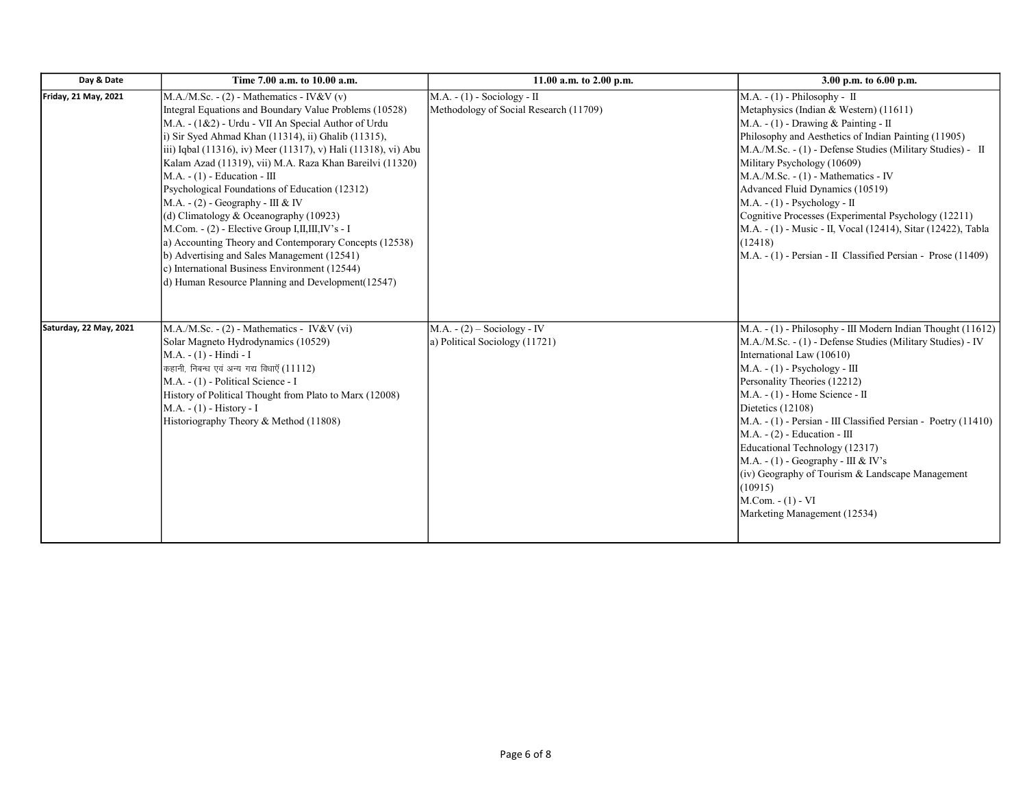| Day & Date | Time 7.00 a.m. to 10.00 a.m. | 11.00 a.m. to 2.00 p.m. | 3.00 p.m. to 6.00 p.m. |
|---|---|---|---|
| Friday, 21 May, 2021 | M.A./M.Sc. - (2) - Mathematics - IV&V (v)<br>Integral Equations and Boundary Value Problems (10528)<br>M.A. - (1&2) - Urdu - VII An Special Author of Urdu<br>i) Sir Syed Ahmad Khan (11314), ii) Ghalib (11315),<br>iii) Iqbal (11316), iv) Meer (11317), v) Hali (11318), vi) Abu Kalam Azad (11319), vii) M.A. Raza Khan Bareilvi (11320)<br>M.A. - (1) - Education - III<br>Psychological Foundations of Education (12312)<br>M.A. - (2) - Geography - III & IV<br>(d) Climatology & Oceanography (10923)<br>M.Com. - (2) - Elective Group I,II,III,IV's - I<br>a) Accounting Theory and Contemporary Concepts (12538)<br>b) Advertising and Sales Management (12541)<br>c) International Business Environment (12544)<br>d) Human Resource Planning and Development(12547) | M.A. - (1) - Sociology - II<br>Methodology of Social Research (11709) | M.A. - (1) - Philosophy - II<br>Metaphysics (Indian & Western) (11611)<br>M.A. - (1) - Drawing & Painting - II<br>Philosophy and Aesthetics of Indian Painting (11905)<br>M.A./M.Sc. - (1) - Defense Studies (Military Studies) - II<br>Military Psychology (10609)<br>M.A./M.Sc. - (1) - Mathematics - IV<br>Advanced Fluid Dynamics (10519)<br>M.A. - (1) - Psychology - II<br>Cognitive Processes (Experimental Psychology (12211)<br>M.A. - (1) - Music - II, Vocal (12414), Sitar (12422), Tabla (12418)<br>M.A. - (1) - Persian - II Classified Persian - Prose (11409) |
| Saturday, 22 May, 2021 | M.A./M.Sc. - (2) - Mathematics - IV&V (vi)<br>Solar Magneto Hydrodynamics (10529)<br>M.A. - (1) - Hindi - I<br>कहानी, निबन्ध एवं अन्य गद्य विधाएँ (11112)<br>M.A. - (1) - Political Science - I<br>History of Political Thought from Plato to Marx (12008)<br>M.A. - (1) - History - I<br>Historiography Theory & Method (11808) | M.A. - (2) – Sociology - IV<br>a) Political Sociology (11721) | M.A. - (1) - Philosophy - III Modern Indian Thought (11612)<br>M.A./M.Sc. - (1) - Defense Studies (Military Studies) - IV<br>International Law (10610)<br>M.A. - (1) - Psychology - III<br>Personality Theories (12212)<br>M.A. - (1) - Home Science - II<br>Dietetics (12108)<br>M.A. - (1) - Persian - III Classified Persian - Poetry (11410)<br>M.A. - (2) - Education - III<br>Educational Technology (12317)<br>M.A. - (1) - Geography - III & IV's<br>(iv) Geography of Tourism & Landscape Management (10915)<br>M.Com. - (1) - VI<br>Marketing Management (12534) |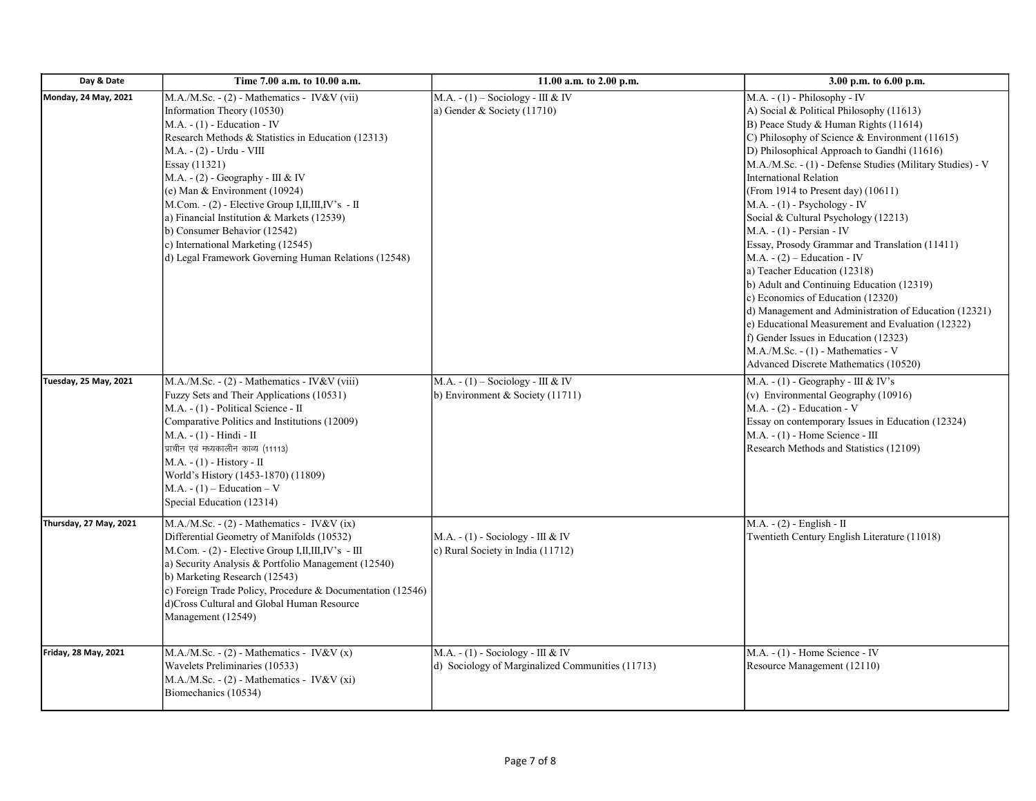| Day & Date | Time 7.00 a.m. to 10.00 a.m. | 11.00 a.m. to 2.00 p.m. | 3.00 p.m. to 6.00 p.m. |
|---|---|---|---|
| Monday, 24 May, 2021 | M.A./M.Sc. - (2) - Mathematics - IV&V (vii)<br>Information Theory (10530)<br>M.A. - (1) - Education - IV<br>Research Methods & Statistics in Education (12313)<br>M.A. - (2) - Urdu - VIII<br>Essay (11321)<br>M.A. - (2) - Geography - III & IV<br>(e) Man & Environment (10924)<br>M.Com. - (2) - Elective Group I,II,III,IV's - II<br>a) Financial Institution & Markets (12539)<br>b) Consumer Behavior (12542)<br>c) International Marketing (12545)<br>d) Legal Framework Governing Human Relations (12548) | M.A. - (1) – Sociology - III & IV<br>a) Gender & Society (11710) | M.A. - (1) - Philosophy - IV<br>A) Social & Political Philosophy (11613)<br>B) Peace Study & Human Rights (11614)<br>C) Philosophy of Science & Environment (11615)<br>D) Philosophical Approach to Gandhi (11616)<br>M.A./M.Sc. - (1) - Defense Studies (Military Studies) - V<br>International Relation<br>(From 1914 to Present day) (10611)<br>M.A. - (1) - Psychology - IV<br>Social & Cultural Psychology (12213)<br>M.A. - (1) - Persian - IV<br>Essay, Prosody Grammar and Translation (11411)<br>M.A. - (2) – Education - IV<br>a) Teacher Education (12318)<br>b) Adult and Continuing Education (12319)<br>c) Economics of Education (12320)<br>d) Management and Administration of Education (12321)<br>e) Educational Measurement and Evaluation (12322)<br>f) Gender Issues in Education (12323)<br>M.A./M.Sc. - (1) - Mathematics - V<br>Advanced Discrete Mathematics (10520) |
| Tuesday, 25 May, 2021 | M.A./M.Sc. - (2) - Mathematics - IV&V (viii)<br>Fuzzy Sets and Their Applications (10531)<br>M.A. - (1) - Political Science - II<br>Comparative Politics and Institutions (12009)<br>M.A. - (1) - Hindi - II<br>प्राचीन एवं मध्यकालीन काव्य (11113)<br>M.A. - (1) - History - II<br>World's History (1453-1870) (11809)<br>M.A. - (1) – Education – V<br>Special Education (12314) | M.A. - (1) – Sociology - III & IV<br>b) Environment & Society (11711) | M.A. - (1) - Geography - III & IV's<br>(v) Environmental Geography (10916)<br>M.A. - (2) - Education - V<br>Essay on contemporary Issues in Education (12324)<br>M.A. - (1) - Home Science - III<br>Research Methods and Statistics (12109) |
| Thursday, 27 May, 2021 | M.A./M.Sc. - (2) - Mathematics - IV&V (ix)<br>Differential Geometry of Manifolds (10532)<br>M.Com. - (2) - Elective Group I,II,III,IV's - III<br>a) Security Analysis & Portfolio Management (12540)<br>b) Marketing Research (12543)<br>c) Foreign Trade Policy, Procedure & Documentation (12546)<br>d)Cross Cultural and Global Human Resource Management (12549) | M.A. - (1) - Sociology - III & IV<br>c) Rural Society in India (11712) | M.A. - (2) - English - II<br>Twentieth Century English Literature (11018) |
| Friday, 28 May, 2021 | M.A./M.Sc. - (2) - Mathematics - IV&V (x)<br>Wavelets Preliminaries (10533)<br>M.A./M.Sc. - (2) - Mathematics - IV&V (xi)<br>Biomechanics (10534) | M.A. - (1) - Sociology - III & IV<br>d) Sociology of Marginalized Communities (11713) | M.A. - (1) - Home Science - IV<br>Resource Management (12110) |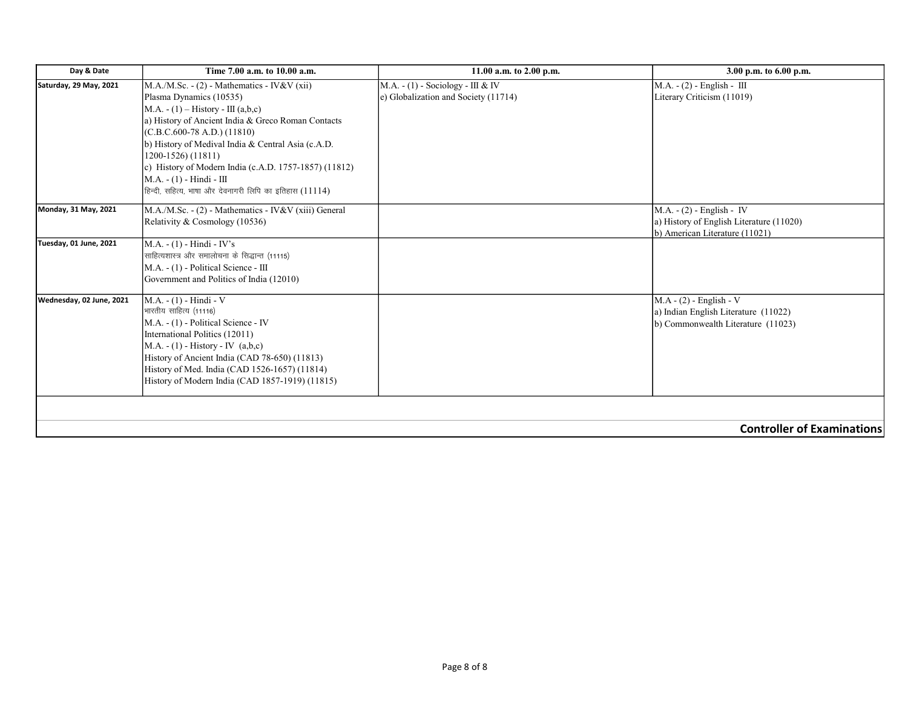| Day & Date | Time 7.00 a.m. to 10.00 a.m. | 11.00 a.m. to 2.00 p.m. | 3.00 p.m. to 6.00 p.m. |
|---|---|---|---|
| Saturday, 29 May, 2021 | M.A./M.Sc. - (2) - Mathematics - IV&V (xii) Plasma Dynamics (10535)<br>M.A. - (1) – History - III (a,b,c)<br>a) History of Ancient India & Greco Roman Contacts (C.B.C.600-78 A.D.) (11810)<br>b) History of Medival India & Central Asia (c.A.D. 1200-1526) (11811)<br>c) History of Modern India (c.A.D. 1757-1857) (11812)<br>M.A. - (1) - Hindi - III<br>हिन्दी, सहित्य, भाषा और देवनागरी लिपि का इतिहास (11114) | M.A. - (1) - Sociology - III & IV<br>e) Globalization and Society (11714) | M.A. - (2) - English - III<br>Literary Criticism (11019) |
| Monday, 31 May, 2021 | M.A./M.Sc. - (2) - Mathematics - IV&V (xiii) General Relativity & Cosmology (10536) | | M.A. - (2) - English - IV<br>a) History of English Literature (11020)<br>b) American Literature (11021) |
| Tuesday, 01 June, 2021 | M.A. - (1) - Hindi - IV's<br>साहित्यशास्त्र और समालोचना के सिद्धान्त (11115)<br>M.A. - (1) - Political Science - III<br>Government and Politics of India (12010) | | |
| Wednesday, 02 June, 2021 | M.A. - (1) - Hindi - V<br>भारतीय साहित्य (11116)<br>M.A. - (1) - Political Science - IV<br>International Politics (12011)<br>M.A. - (1) - History - IV (a,b,c)<br>History of Ancient India (CAD 78-650) (11813)<br>History of Med. India (CAD 1526-1657) (11814)<br>History of Modern India (CAD 1857-1919) (11815) | | M.A - (2) - English - V<br>a) Indian English Literature (11022)<br>b) Commonwealth Literature (11023) |

**Controller of Examinations**